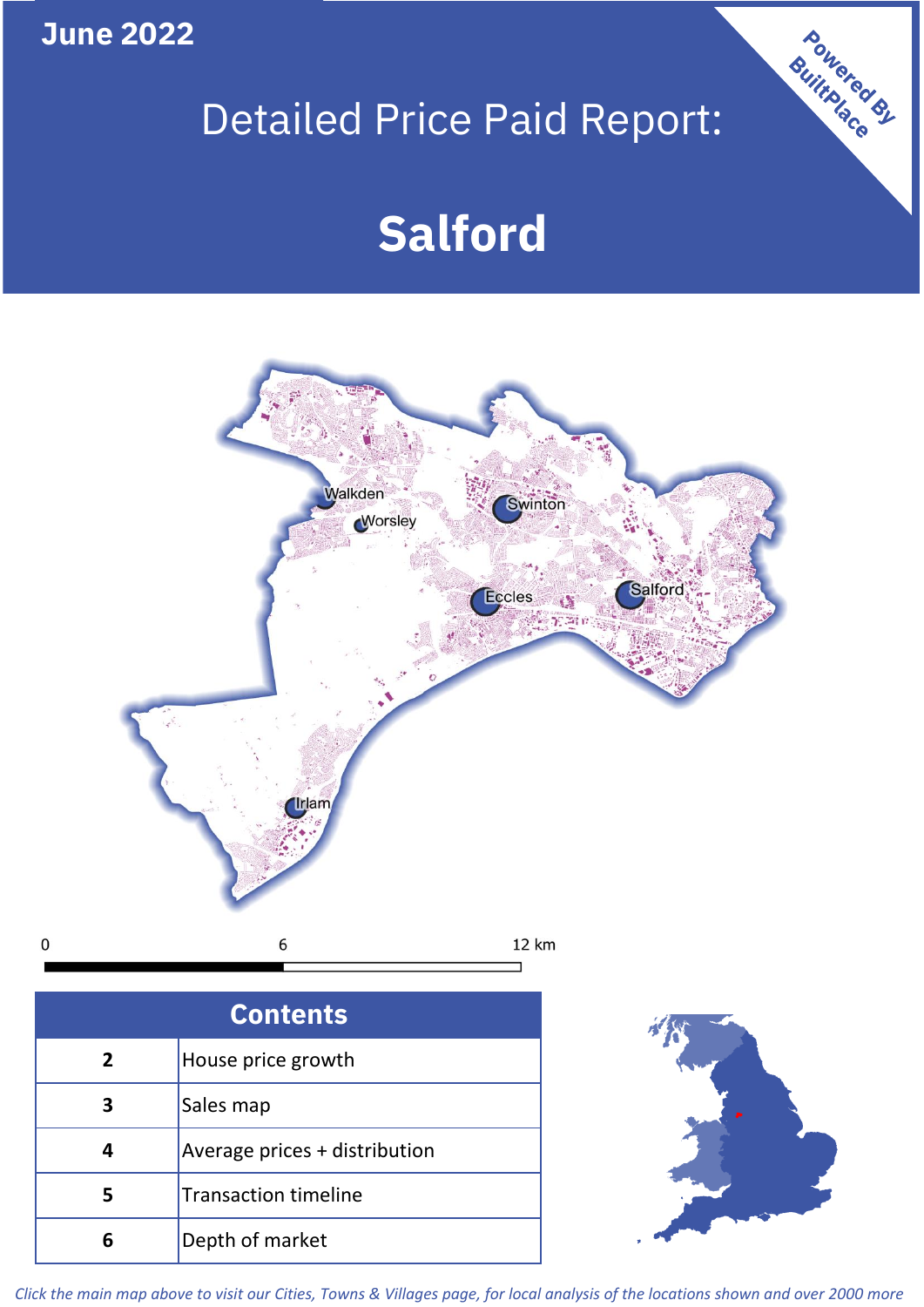June 2022

# Detailed Price Paid Report:

# Salford

Powered By BuiltPlace

Walkden
Worsley
Swinton
Eccles
Salford
Irlam

0 6 12 km

| Contents | |
|---|---|
| 2 | House price growth |
| 3 | Sales map |
| 4 | Average prices + distribution |
| 5 | Transaction timeline |
| 6 | Depth of market |

*Click the main map above to visit our Cities, Towns & Villages page, for local analysis of the locations shown and over 2000 more*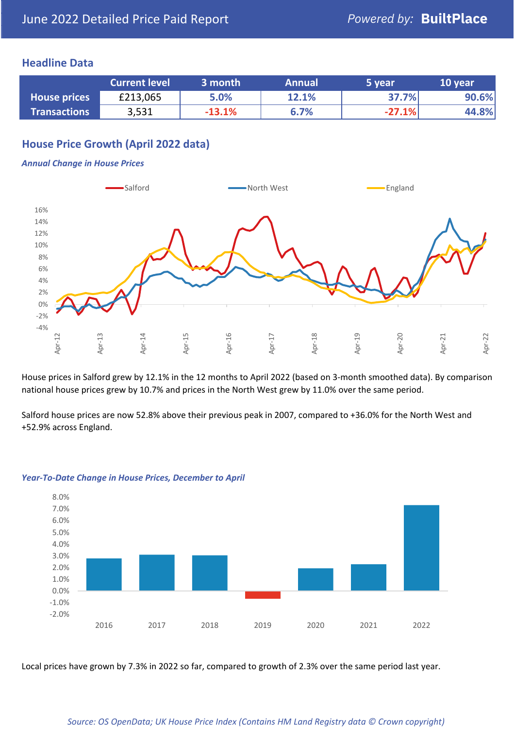# June 2022 Detailed Price Paid Report

*Powered by:* **BuiltPlace**

## Headline Data

| | Current level | 3 month | Annual | 5 year | 10 year |
|---|---|---|---|---|---|
| **House prices** | £213,065 | 5.0% | 12.1% | 37.7% | 90.6% |
| **Transactions** | 3,531 | -13.1% | 6.7% | -27.1% | 44.8% |

## House Price Growth (April 2022 data)

### *Annual Change in House Prices*

House prices in Salford grew by 12.1% in the 12 months to April 2022 (based on 3-month smoothed data). By comparison national house prices grew by 10.7% and prices in the North West grew by 11.0% over the same period.

Salford house prices are now 52.8% above their previous peak in 2007, compared to +36.0% for the North West and +52.9% across England.

### *Year-To-Date Change in House Prices, December to April*

Local prices have grown by 7.3% in 2022 so far, compared to growth of 2.3% over the same period last year.

*Source: OS OpenData; UK House Price Index (Contains HM Land Registry data © Crown copyright)*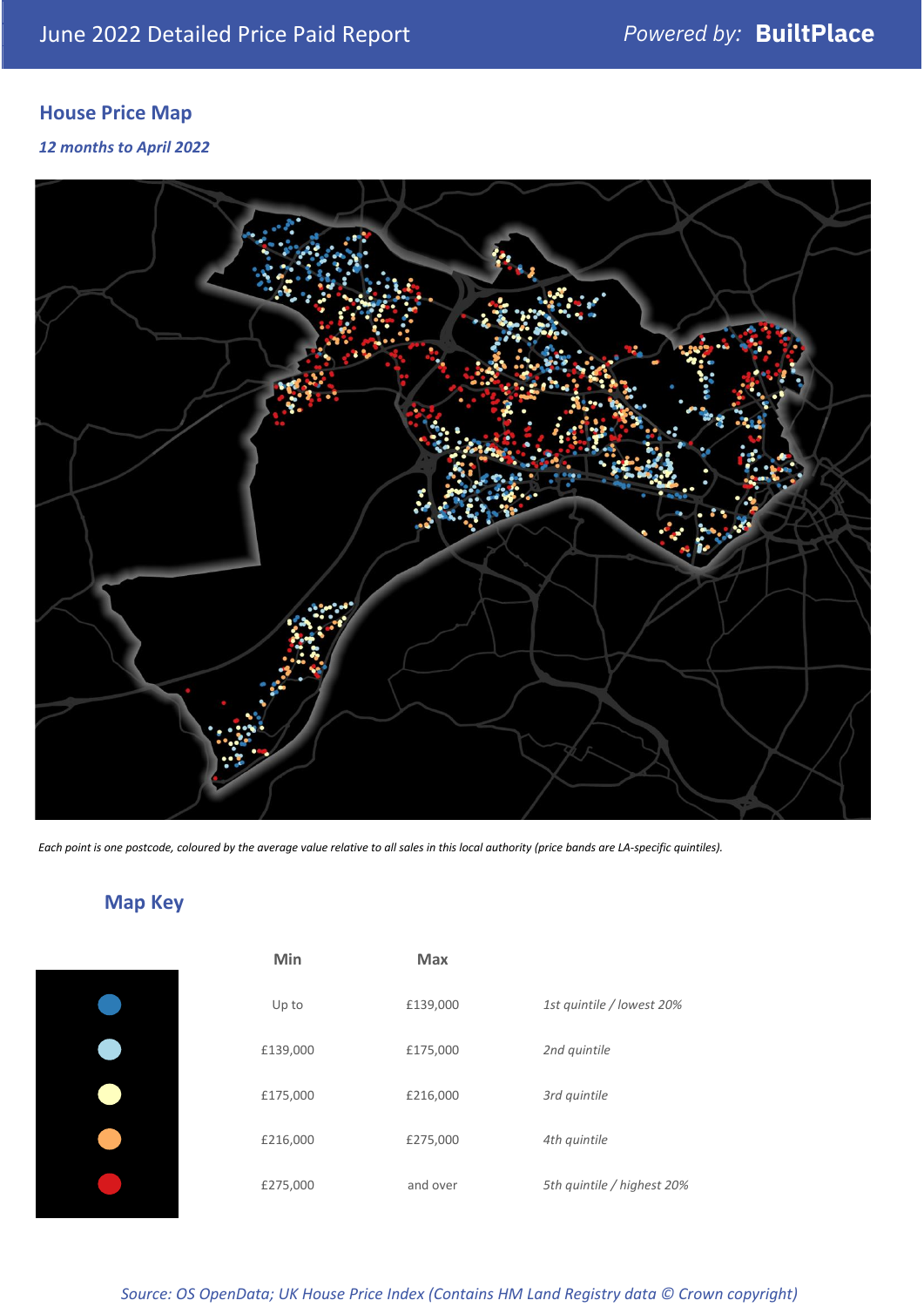## House Price Map

*12 months to April 2022*

*Each point is one postcode, coloured by the average value relative to all sales in this local authority (price bands are LA-specific quintiles).*

## Map Key

| | Min | Max | |
|---|---|---|---|
| | Up to | £139,000 | *1st quintile / lowest 20%* |
| | £139,000 | £175,000 | *2nd quintile* |
| | £175,000 | £216,000 | *3rd quintile* |
| | £216,000 | £275,000 | *4th quintile* |
| | £275,000 | and over | *5th quintile / highest 20%* |

*Source: OS OpenData; UK House Price Index (Contains HM Land Registry data © Crown copyright)*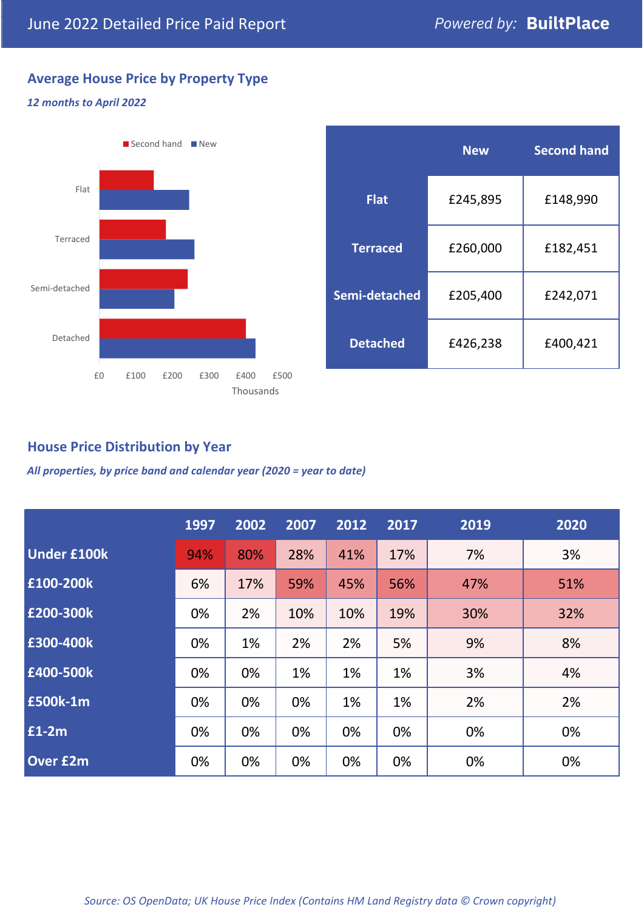# June 2022 Detailed Price Paid Report

Powered by: **BuiltPlace**

## Average House Price by Property Type

*12 months to April 2022*

|  | New | Second hand |
|---|---|---|
| **Flat** | £245,895 | £148,990 |
| **Terraced** | £260,000 | £182,451 |
| **Semi-detached** | £205,400 | £242,071 |
| **Detached** | £426,238 | £400,421 |

## House Price Distribution by Year

*All properties, by price band and calendar year (2020 = year to date)*

|  | 1997 | 2002 | 2007 | 2012 | 2017 | 2019 | 2020 |
|---|---|---|---|---|---|---|---|
| **Under £100k** | 94% | 80% | 28% | 41% | 17% | 7% | 3% |
| **£100-200k** | 6% | 17% | 59% | 45% | 56% | 47% | 51% |
| **£200-300k** | 0% | 2% | 10% | 10% | 19% | 30% | 32% |
| **£300-400k** | 0% | 1% | 2% | 2% | 5% | 9% | 8% |
| **£400-500k** | 0% | 0% | 1% | 1% | 1% | 3% | 4% |
| **£500k-1m** | 0% | 0% | 0% | 1% | 1% | 2% | 2% |
| **£1-2m** | 0% | 0% | 0% | 0% | 0% | 0% | 0% |
| **Over £2m** | 0% | 0% | 0% | 0% | 0% | 0% | 0% |

*Source: OS OpenData; UK House Price Index (Contains HM Land Registry data © Crown copyright)*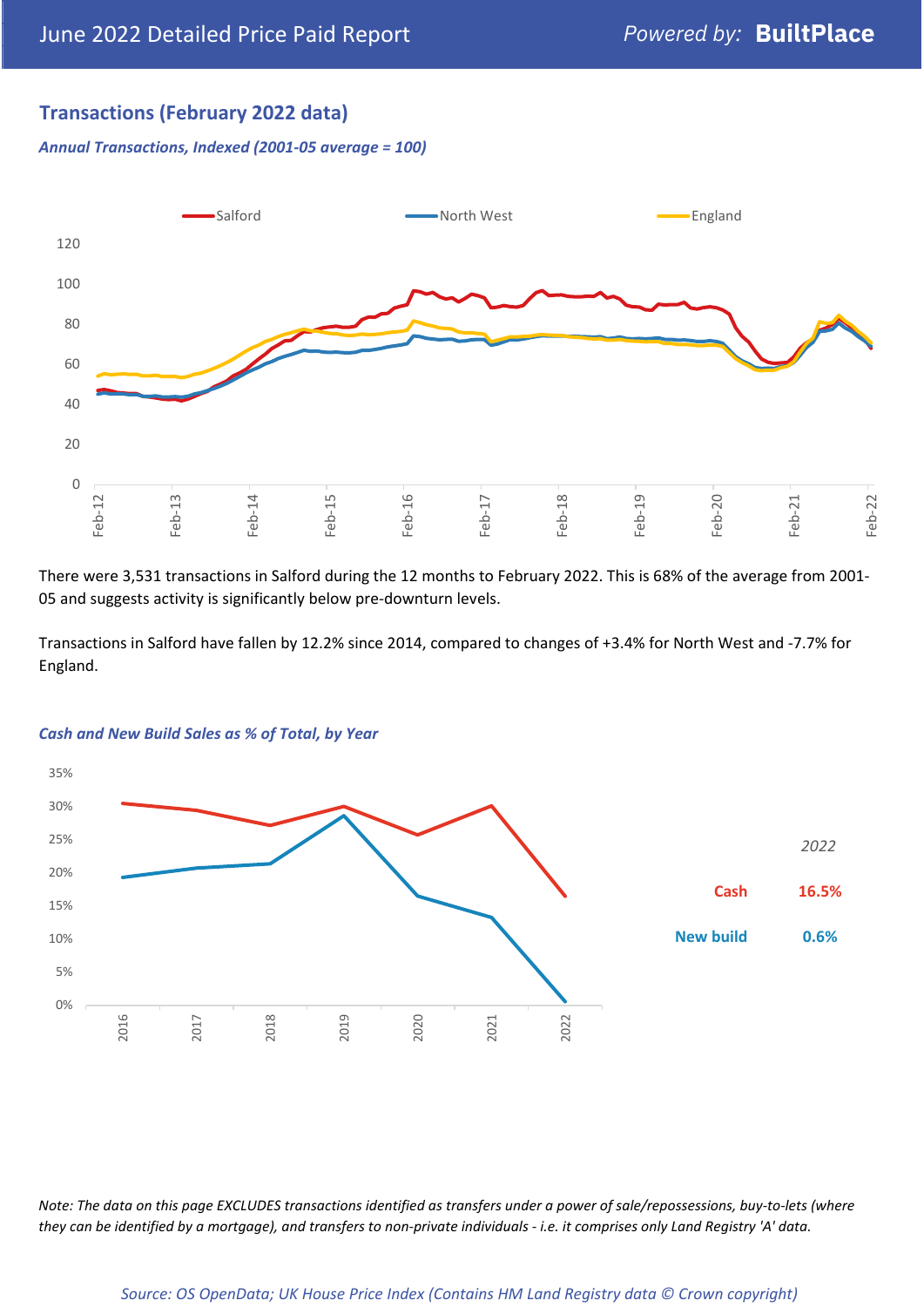## Transactions (February 2022 data)

*Annual Transactions, Indexed (2001-05 average = 100)*

There were 3,531 transactions in Salford during the 12 months to February 2022. This is 68% of the average from 2001-05 and suggests activity is significantly below pre-downturn levels.

Transactions in Salford have fallen by 12.2% since 2014, compared to changes of +3.4% for North West and -7.7% for England.

*Cash and New Build Sales as % of Total, by Year*

*2022*

| | |
|---|---|
| Cash | 16.5% |
| New build | 0.6% |

*Note: The data on this page EXCLUDES transactions identified as transfers under a power of sale/repossessions, buy-to-lets (where they can be identified by a mortgage), and transfers to non-private individuals - i.e. it comprises only Land Registry 'A' data.*

*Source: OS OpenData; UK House Price Index (Contains HM Land Registry data © Crown copyright)*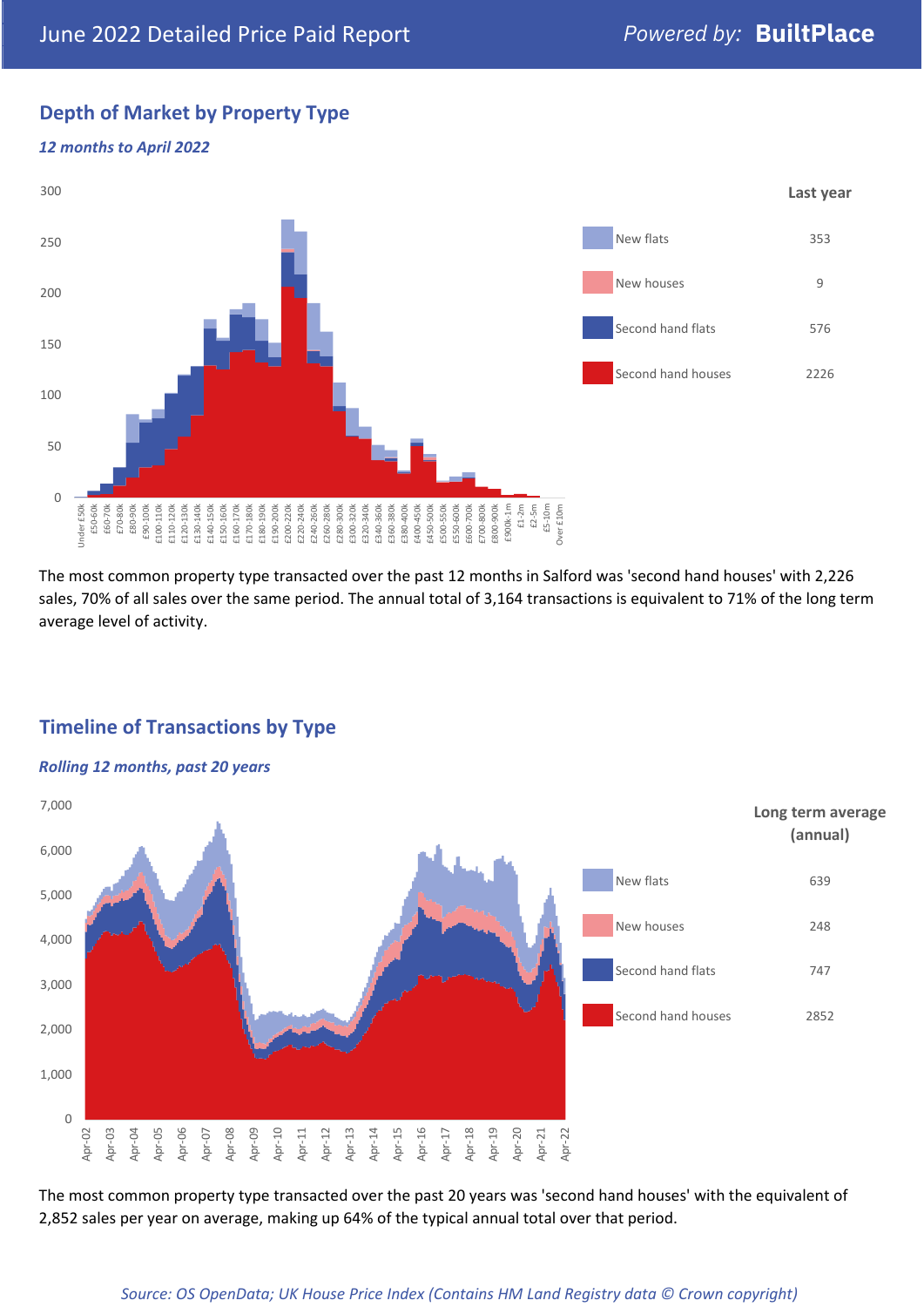June 2022 Detailed Price Paid Report

Powered by: **BuiltPlace**

## Depth of Market by Property Type

*12 months to April 2022*

300
250
200
150
100
50
0

Under £50k, £50-60k, £60-70k, £70-80k, £80-90k, £90-100k, £100-110k, £110-120k, £120-130k, £130-140k, £140-150k, £150-160k, £160-170k, £170-180k, £180-190k, £190-200k, £200-220k, £220-240k, £240-260k, £260-280k, £280-300k, £300-320k, £320-340k, £340-360k, £360-380k, £380-400k, £400-450k, £450-500k, £500-550k, £550-600k, £600-700k, £700-800k, £800-900k, £900k-1m, £1-2m, £2-5m, £5-10m, Over £10m

Last year
New flats 353
New houses 9
Second hand flats 576
Second hand houses 2226

The most common property type transacted over the past 12 months in Salford was 'second hand houses' with 2,226 sales, 70% of all sales over the same period. The annual total of 3,164 transactions is equivalent to 71% of the long term average level of activity.

## Timeline of Transactions by Type

*Rolling 12 months, past 20 years*

7,000
6,000
5,000
4,000
3,000
2,000
1,000
0

Apr-02, Apr-03, Apr-04, Apr-05, Apr-06, Apr-07, Apr-08, Apr-09, Apr-10, Apr-11, Apr-12, Apr-13, Apr-14, Apr-15, Apr-16, Apr-17, Apr-18, Apr-19, Apr-20, Apr-21, Apr-22

Long term average (annual)
New flats 639
New houses 248
Second hand flats 747
Second hand houses 2852

The most common property type transacted over the past 20 years was 'second hand houses' with the equivalent of 2,852 sales per year on average, making up 64% of the typical annual total over that period.

*Source: OS OpenData; UK House Price Index (Contains HM Land Registry data © Crown copyright)*